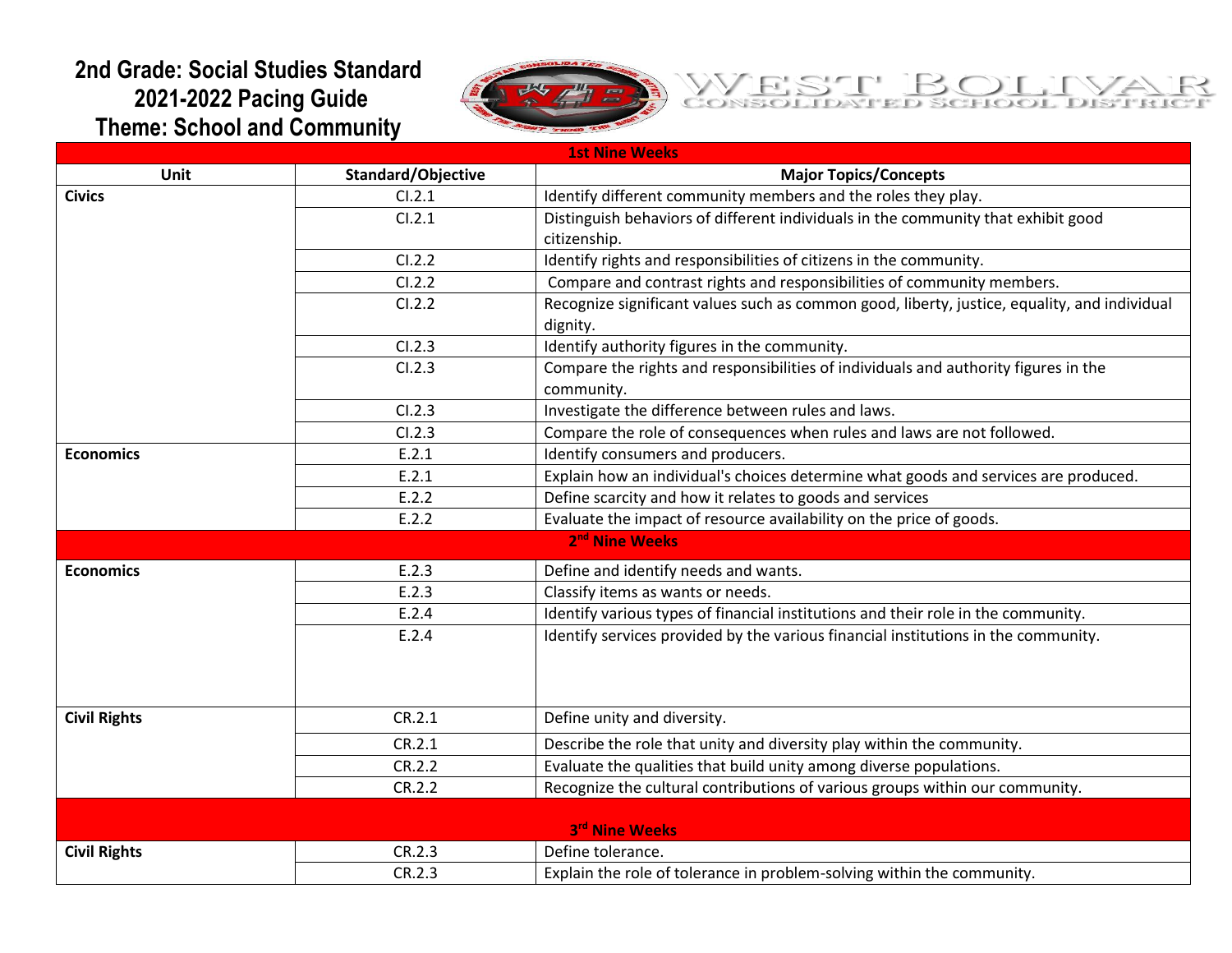# 2nd Grade: Social Studies Standard
# 2021-2022 Pacing Guide
# Theme: School and Community

WEST BOLIVAR CONSOLIDATED SCHOOL DISTRICT

| Unit | Standard/Objective | Major Topics/Concepts |
|---|---|---|
| **1st Nine Weeks** | | |
| **Civics** | CI.2.1 | Identify different community members and the roles they play. |
| | CI.2.1 | Distinguish behaviors of different individuals in the community that exhibit good citizenship. |
| | CI.2.2 | Identify rights and responsibilities of citizens in the community. |
| | CI.2.2 | Compare and contrast rights and responsibilities of community members. |
| | CI.2.2 | Recognize significant values such as common good, liberty, justice, equality, and individual dignity. |
| | CI.2.3 | Identify authority figures in the community. |
| | CI.2.3 | Compare the rights and responsibilities of individuals and authority figures in the community. |
| | CI.2.3 | Investigate the difference between rules and laws. |
| | CI.2.3 | Compare the role of consequences when rules and laws are not followed. |
| **Economics** | E.2.1 | Identify consumers and producers. |
| | E.2.1 | Explain how an individual's choices determine what goods and services are produced. |
| | E.2.2 | Define scarcity and how it relates to goods and services |
| | E.2.2 | Evaluate the impact of resource availability on the price of goods. |
| **2nd Nine Weeks** | | |
| **Economics** | E.2.3 | Define and identify needs and wants. |
| | E.2.3 | Classify items as wants or needs. |
| | E.2.4 | Identify various types of financial institutions and their role in the community. |
| | E.2.4 | Identify services provided by the various financial institutions in the community. |
| **Civil Rights** | CR.2.1 | Define unity and diversity. |
| | CR.2.1 | Describe the role that unity and diversity play within the community. |
| | CR.2.2 | Evaluate the qualities that build unity among diverse populations. |
| | CR.2.2 | Recognize the cultural contributions of various groups within our community. |
| **3rd Nine Weeks** | | |
| **Civil Rights** | CR.2.3 | Define tolerance. |
| | CR.2.3 | Explain the role of tolerance in problem-solving within the community. |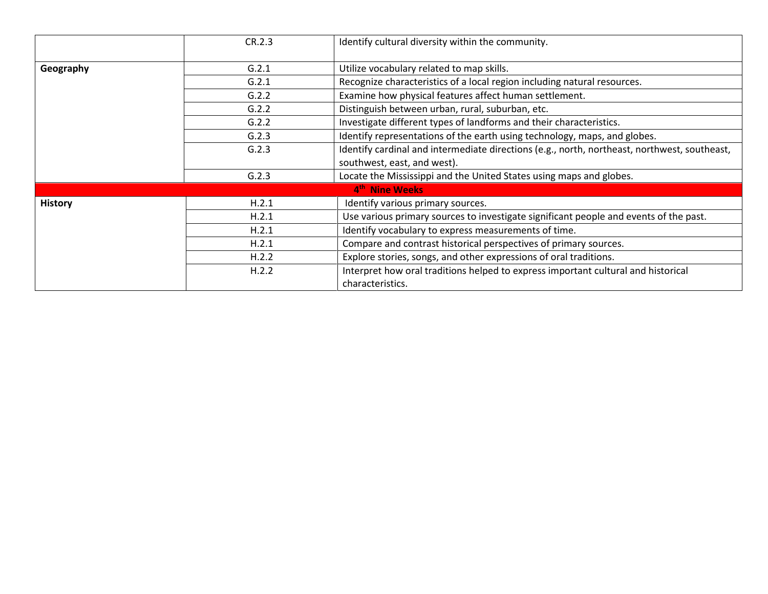| | | |
|---|---|---|
| | CR.2.3 | Identify cultural diversity within the community. |
| **Geography** | G.2.1 | Utilize vocabulary related to map skills. |
| | G.2.1 | Recognize characteristics of a local region including natural resources. |
| | G.2.2 | Examine how physical features affect human settlement. |
| | G.2.2 | Distinguish between urban, rural, suburban, etc. |
| | G.2.2 | Investigate different types of landforms and their characteristics. |
| | G.2.3 | Identify representations of the earth using technology, maps, and globes. |
| | G.2.3 | Identify cardinal and intermediate directions (e.g., north, northeast, northwest, southeast, southwest, east, and west). |
| | G.2.3 | Locate the Mississippi and the United States using maps and globes. |
| **4th Nine Weeks** | | |
| **History** | H.2.1 | Identify various primary sources. |
| | H.2.1 | Use various primary sources to investigate significant people and events of the past. |
| | H.2.1 | Identify vocabulary to express measurements of time. |
| | H.2.1 | Compare and contrast historical perspectives of primary sources. |
| | H.2.2 | Explore stories, songs, and other expressions of oral traditions. |
| | H.2.2 | Interpret how oral traditions helped to express important cultural and historical characteristics. |